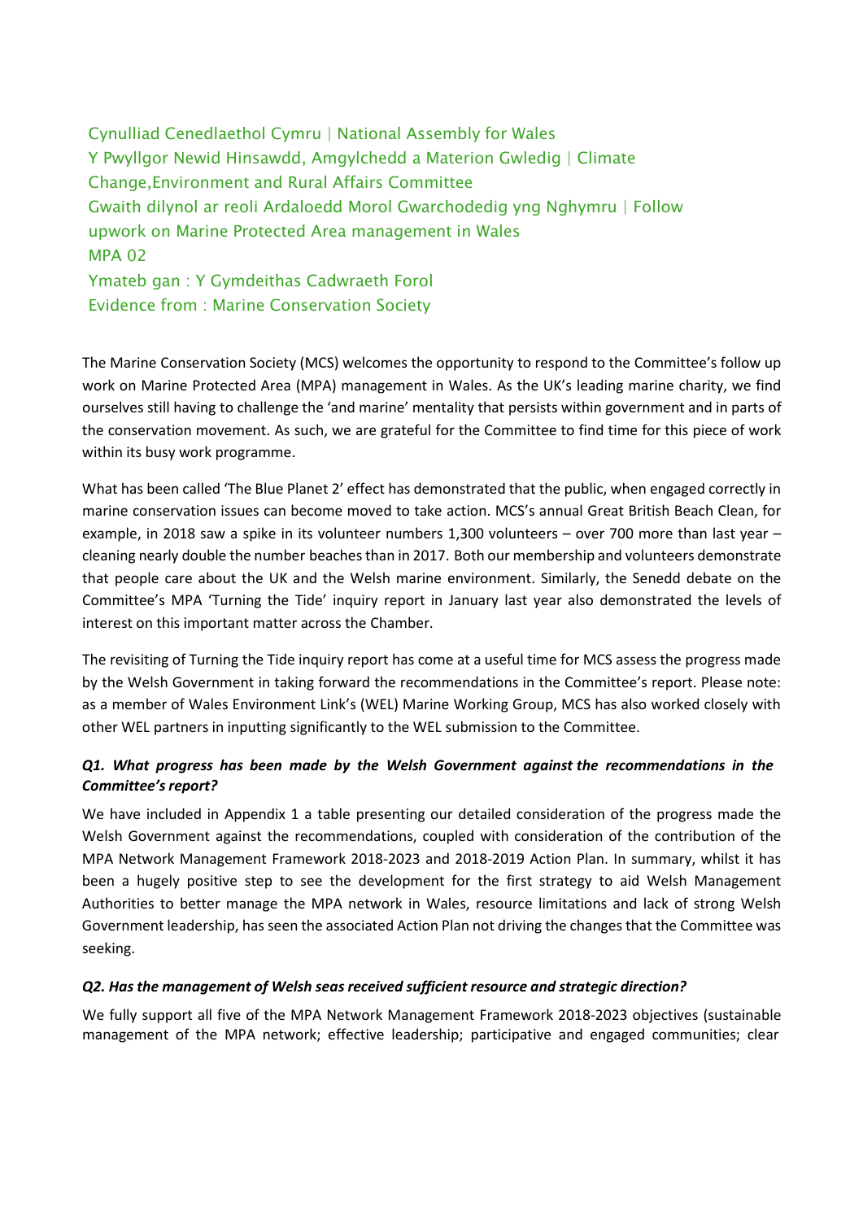Cynulliad Cenedlaethol Cymru | National Assembly for Wales
Y Pwyllgor Newid Hinsawdd, Amgylchedd a Materion Gwledig | Climate Change,Environment and Rural Affairs Committee
Gwaith dilynol ar reoli Ardaloedd Morol Gwarchodedig yng Nghymru | Follow upwork on Marine Protected Area management in Wales
MPA 02
Ymateb gan : Y Gymdeithas Cadwraeth Forol
Evidence from : Marine Conservation Society

The Marine Conservation Society (MCS) welcomes the opportunity to respond to the Committee's follow up work on Marine Protected Area (MPA) management in Wales. As the UK's leading marine charity, we find ourselves still having to challenge the 'and marine' mentality that persists within government and in parts of the conservation movement. As such, we are grateful for the Committee to find time for this piece of work within its busy work programme.

What has been called 'The Blue Planet 2' effect has demonstrated that the public, when engaged correctly in marine conservation issues can become moved to take action. MCS's annual Great British Beach Clean, for example, in 2018 saw a spike in its volunteer numbers 1,300 volunteers – over 700 more than last year – cleaning nearly double the number beaches than in 2017. Both our membership and volunteers demonstrate that people care about the UK and the Welsh marine environment. Similarly, the Senedd debate on the Committee's MPA 'Turning the Tide' inquiry report in January last year also demonstrated the levels of interest on this important matter across the Chamber.

The revisiting of Turning the Tide inquiry report has come at a useful time for MCS assess the progress made by the Welsh Government in taking forward the recommendations in the Committee's report. Please note: as a member of Wales Environment Link's (WEL) Marine Working Group, MCS has also worked closely with other WEL partners in inputting significantly to the WEL submission to the Committee.

### *Q1. What progress has been made by the Welsh Government against the recommendations in the Committee's report?*

We have included in Appendix 1 a table presenting our detailed consideration of the progress made the Welsh Government against the recommendations, coupled with consideration of the contribution of the MPA Network Management Framework 2018-2023 and 2018-2019 Action Plan. In summary, whilst it has been a hugely positive step to see the development for the first strategy to aid Welsh Management Authorities to better manage the MPA network in Wales, resource limitations and lack of strong Welsh Government leadership, has seen the associated Action Plan not driving the changes that the Committee was seeking.

### *Q2. Has the management of Welsh seas received sufficient resource and strategic direction?*

We fully support all five of the MPA Network Management Framework 2018-2023 objectives (sustainable management of the MPA network; effective leadership; participative and engaged communities; clear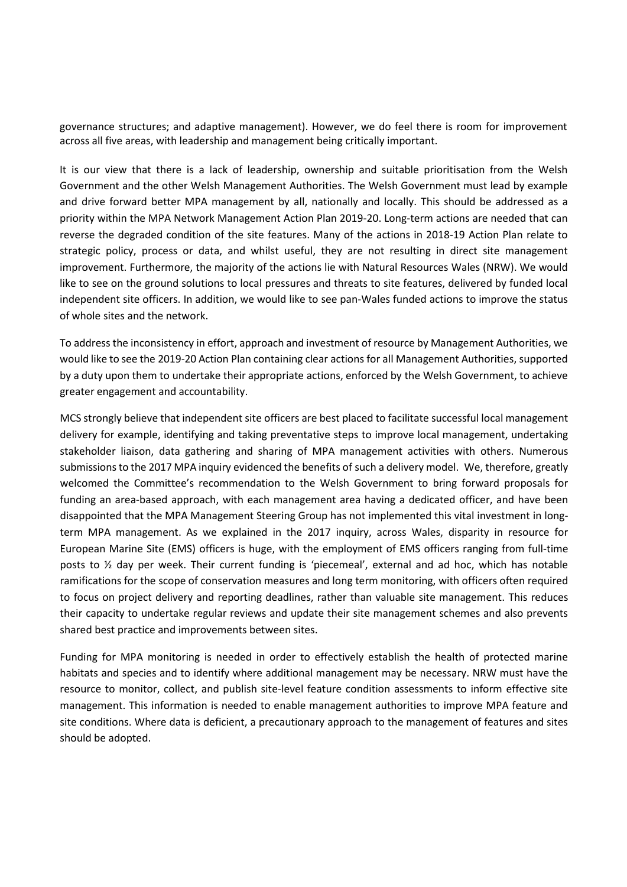governance structures; and adaptive management). However, we do feel there is room for improvement across all five areas, with leadership and management being critically important.

It is our view that there is a lack of leadership, ownership and suitable prioritisation from the Welsh Government and the other Welsh Management Authorities. The Welsh Government must lead by example and drive forward better MPA management by all, nationally and locally. This should be addressed as a priority within the MPA Network Management Action Plan 2019-20. Long-term actions are needed that can reverse the degraded condition of the site features. Many of the actions in 2018-19 Action Plan relate to strategic policy, process or data, and whilst useful, they are not resulting in direct site management improvement. Furthermore, the majority of the actions lie with Natural Resources Wales (NRW). We would like to see on the ground solutions to local pressures and threats to site features, delivered by funded local independent site officers. In addition, we would like to see pan-Wales funded actions to improve the status of whole sites and the network.

To address the inconsistency in effort, approach and investment of resource by Management Authorities, we would like to see the 2019-20 Action Plan containing clear actions for all Management Authorities, supported by a duty upon them to undertake their appropriate actions, enforced by the Welsh Government, to achieve greater engagement and accountability.

MCS strongly believe that independent site officers are best placed to facilitate successful local management delivery for example, identifying and taking preventative steps to improve local management, undertaking stakeholder liaison, data gathering and sharing of MPA management activities with others. Numerous submissions to the 2017 MPA inquiry evidenced the benefits of such a delivery model. We, therefore, greatly welcomed the Committee's recommendation to the Welsh Government to bring forward proposals for funding an area-based approach, with each management area having a dedicated officer, and have been disappointed that the MPA Management Steering Group has not implemented this vital investment in long-term MPA management. As we explained in the 2017 inquiry, across Wales, disparity in resource for European Marine Site (EMS) officers is huge, with the employment of EMS officers ranging from full-time posts to ½ day per week. Their current funding is 'piecemeal', external and ad hoc, which has notable ramifications for the scope of conservation measures and long term monitoring, with officers often required to focus on project delivery and reporting deadlines, rather than valuable site management. This reduces their capacity to undertake regular reviews and update their site management schemes and also prevents shared best practice and improvements between sites.

Funding for MPA monitoring is needed in order to effectively establish the health of protected marine habitats and species and to identify where additional management may be necessary. NRW must have the resource to monitor, collect, and publish site-level feature condition assessments to inform effective site management. This information is needed to enable management authorities to improve MPA feature and site conditions. Where data is deficient, a precautionary approach to the management of features and sites should be adopted.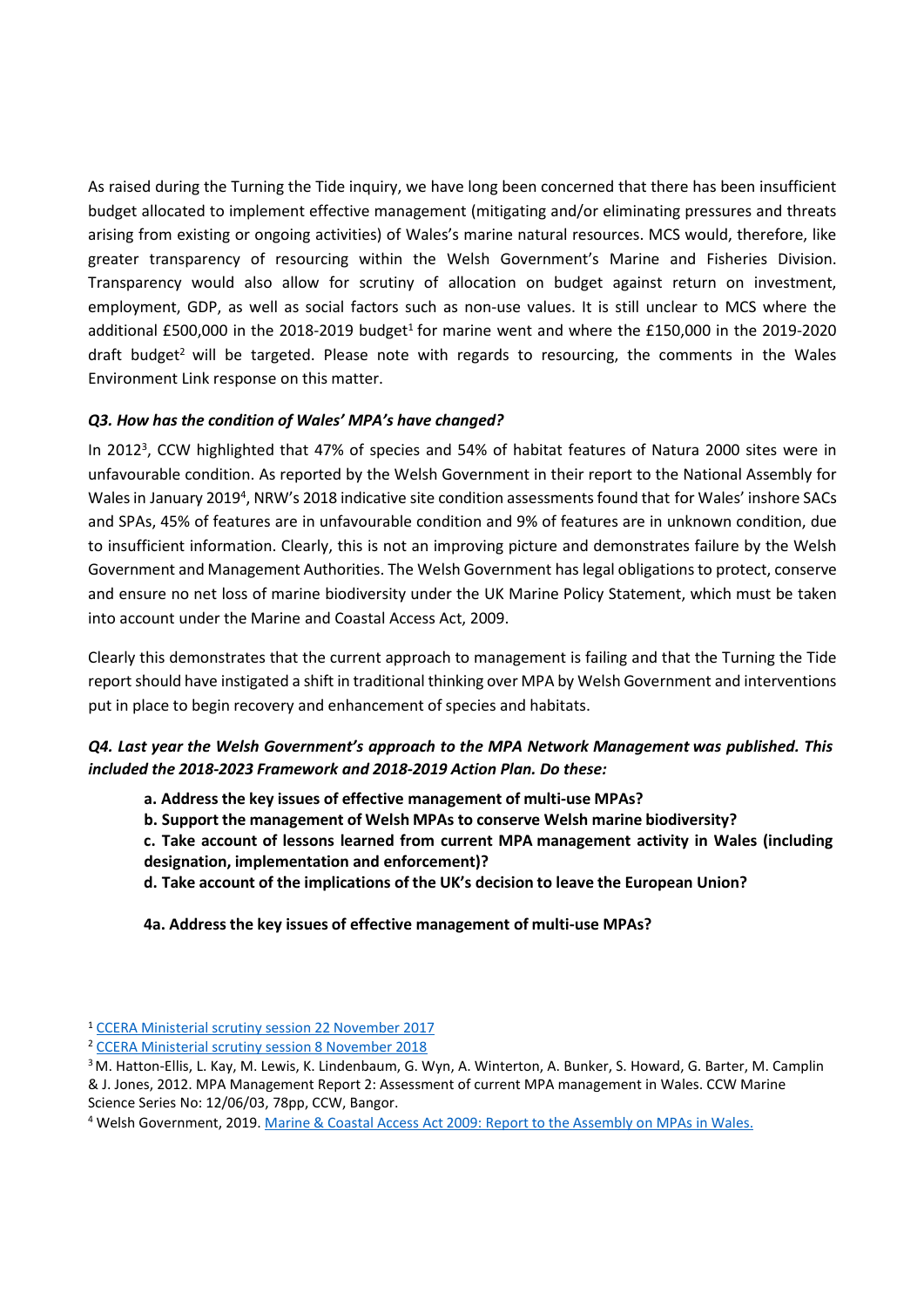As raised during the Turning the Tide inquiry, we have long been concerned that there has been insufficient budget allocated to implement effective management (mitigating and/or eliminating pressures and threats arising from existing or ongoing activities) of Wales's marine natural resources. MCS would, therefore, like greater transparency of resourcing within the Welsh Government's Marine and Fisheries Division. Transparency would also allow for scrutiny of allocation on budget against return on investment, employment, GDP, as well as social factors such as non-use values. It is still unclear to MCS where the additional £500,000 in the 2018-2019 budget[1] for marine went and where the £150,000 in the 2019-2020 draft budget[2] will be targeted. Please note with regards to resourcing, the comments in the Wales Environment Link response on this matter.

***Q3. How has the condition of Wales' MPA's have changed?***

In 2012[3], CCW highlighted that 47% of species and 54% of habitat features of Natura 2000 sites were in unfavourable condition. As reported by the Welsh Government in their report to the National Assembly for Wales in January 2019[4], NRW's 2018 indicative site condition assessments found that for Wales' inshore SACs and SPAs, 45% of features are in unfavourable condition and 9% of features are in unknown condition, due to insufficient information. Clearly, this is not an improving picture and demonstrates failure by the Welsh Government and Management Authorities. The Welsh Government has legal obligations to protect, conserve and ensure no net loss of marine biodiversity under the UK Marine Policy Statement, which must be taken into account under the Marine and Coastal Access Act, 2009.

Clearly this demonstrates that the current approach to management is failing and that the Turning the Tide report should have instigated a shift in traditional thinking over MPA by Welsh Government and interventions put in place to begin recovery and enhancement of species and habitats.

***Q4. Last year the Welsh Government's approach to the MPA Network Management was published. This included the 2018-2023 Framework and 2018-2019 Action Plan. Do these:***

> **a. Address the key issues of effective management of multi-use MPAs?**
> **b. Support the management of Welsh MPAs to conserve Welsh marine biodiversity?**
> **c. Take account of lessons learned from current MPA management activity in Wales (including designation, implementation and enforcement)?**
> **d. Take account of the implications of the UK's decision to leave the European Union?**

**4a. Address the key issues of effective management of multi-use MPAs?**

---

[1] CCERA Ministerial scrutiny session 22 November 2017

[2] CCERA Ministerial scrutiny session 8 November 2018

[3] M. Hatton-Ellis, L. Kay, M. Lewis, K. Lindenbaum, G. Wyn, A. Winterton, A. Bunker, S. Howard, G. Barter, M. Camplin & J. Jones, 2012. MPA Management Report 2: Assessment of current MPA management in Wales. CCW Marine Science Series No: 12/06/03, 78pp, CCW, Bangor.

[4] Welsh Government, 2019. Marine & Coastal Access Act 2009: Report to the Assembly on MPAs in Wales.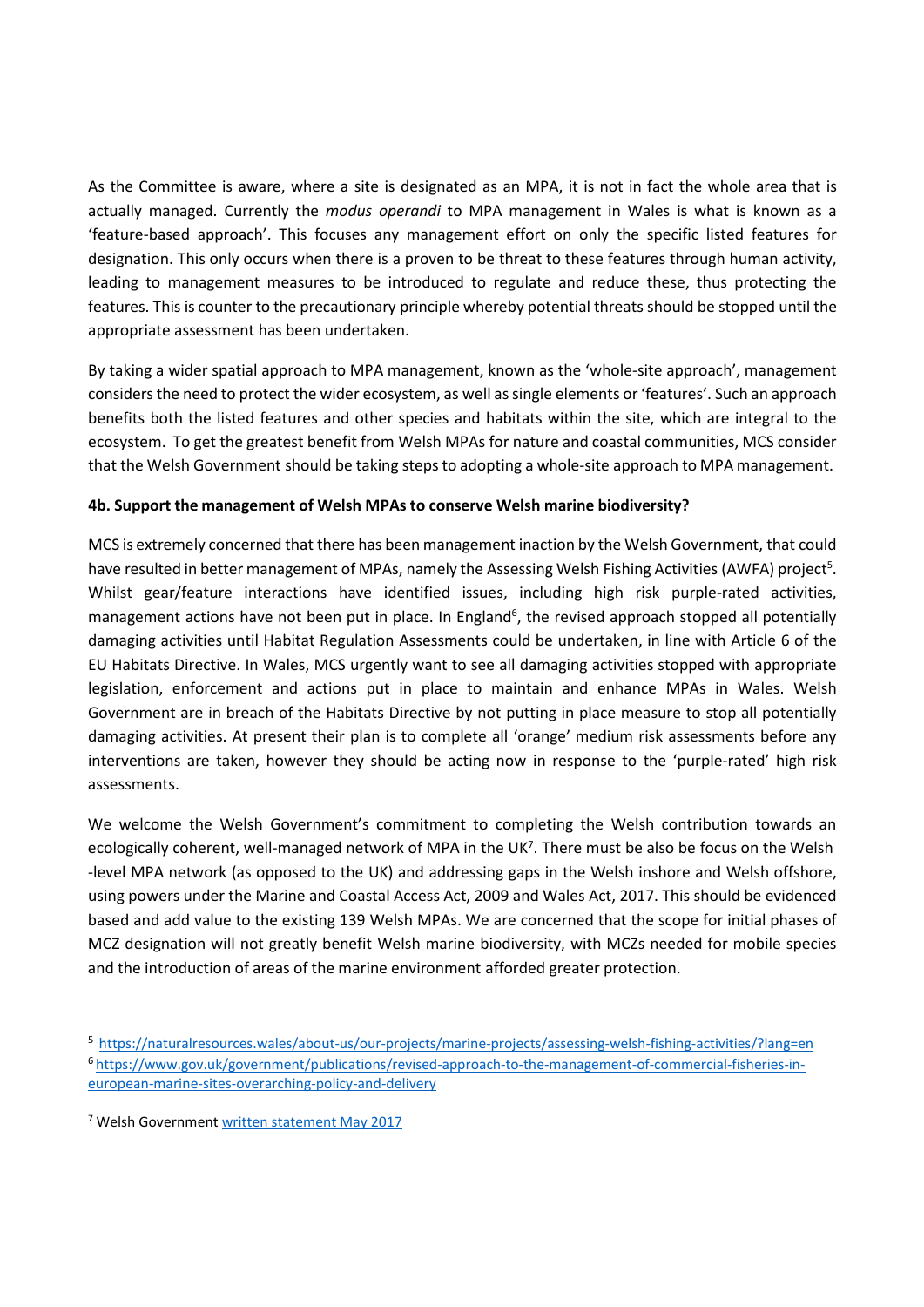As the Committee is aware, where a site is designated as an MPA, it is not in fact the whole area that is actually managed. Currently the *modus operandi* to MPA management in Wales is what is known as a 'feature-based approach'. This focuses any management effort on only the specific listed features for designation. This only occurs when there is a proven to be threat to these features through human activity, leading to management measures to be introduced to regulate and reduce these, thus protecting the features. This is counter to the precautionary principle whereby potential threats should be stopped until the appropriate assessment has been undertaken.

By taking a wider spatial approach to MPA management, known as the 'whole-site approach', management considers the need to protect the wider ecosystem, as well as single elements or 'features'. Such an approach benefits both the listed features and other species and habitats within the site, which are integral to the ecosystem. To get the greatest benefit from Welsh MPAs for nature and coastal communities, MCS consider that the Welsh Government should be taking steps to adopting a whole-site approach to MPA management.

**4b. Support the management of Welsh MPAs to conserve Welsh marine biodiversity?**

MCS is extremely concerned that there has been management inaction by the Welsh Government, that could have resulted in better management of MPAs, namely the Assessing Welsh Fishing Activities (AWFA) project[5]. Whilst gear/feature interactions have identified issues, including high risk purple-rated activities, management actions have not been put in place. In England[6], the revised approach stopped all potentially damaging activities until Habitat Regulation Assessments could be undertaken, in line with Article 6 of the EU Habitats Directive. In Wales, MCS urgently want to see all damaging activities stopped with appropriate legislation, enforcement and actions put in place to maintain and enhance MPAs in Wales. Welsh Government are in breach of the Habitats Directive by not putting in place measure to stop all potentially damaging activities. At present their plan is to complete all 'orange' medium risk assessments before any interventions are taken, however they should be acting now in response to the 'purple-rated' high risk assessments.

We welcome the Welsh Government's commitment to completing the Welsh contribution towards an ecologically coherent, well-managed network of MPA in the UK[7]. There must be also be focus on the Welsh -level MPA network (as opposed to the UK) and addressing gaps in the Welsh inshore and Welsh offshore, using powers under the Marine and Coastal Access Act, 2009 and Wales Act, 2017. This should be evidenced based and add value to the existing 139 Welsh MPAs. We are concerned that the scope for initial phases of MCZ designation will not greatly benefit Welsh marine biodiversity, with MCZs needed for mobile species and the introduction of areas of the marine environment afforded greater protection.

[5] https://naturalresources.wales/about-us/our-projects/marine-projects/assessing-welsh-fishing-activities/?lang=en

[6] https://www.gov.uk/government/publications/revised-approach-to-the-management-of-commercial-fisheries-in-european-marine-sites-overarching-policy-and-delivery

[7] Welsh Government written statement May 2017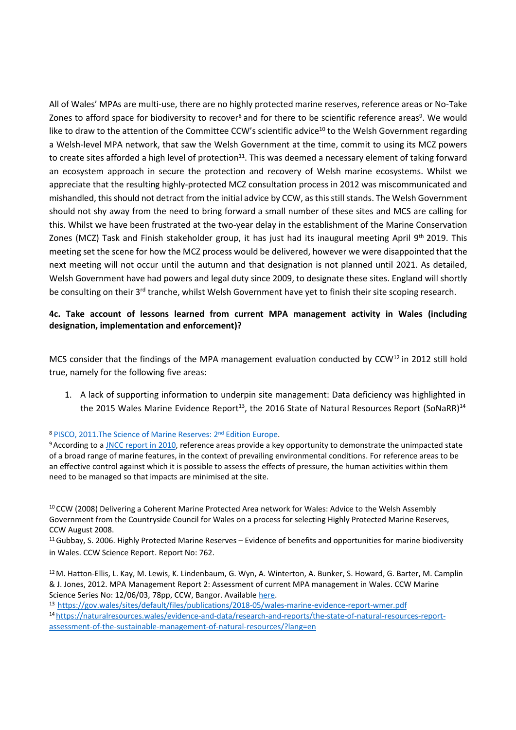All of Wales' MPAs are multi-use, there are no highly protected marine reserves, reference areas or No-Take Zones to afford space for biodiversity to recover[8] and for there to be scientific reference areas[9]. We would like to draw to the attention of the Committee CCW's scientific advice[10] to the Welsh Government regarding a Welsh-level MPA network, that saw the Welsh Government at the time, commit to using its MCZ powers to create sites afforded a high level of protection[11]. This was deemed a necessary element of taking forward an ecosystem approach in secure the protection and recovery of Welsh marine ecosystems. Whilst we appreciate that the resulting highly-protected MCZ consultation process in 2012 was miscommunicated and mishandled, this should not detract from the initial advice by CCW, as this still stands. The Welsh Government should not shy away from the need to bring forward a small number of these sites and MCS are calling for this. Whilst we have been frustrated at the two-year delay in the establishment of the Marine Conservation Zones (MCZ) Task and Finish stakeholder group, it has just had its inaugural meeting April 9th 2019. This meeting set the scene for how the MCZ process would be delivered, however we were disappointed that the next meeting will not occur until the autumn and that designation is not planned until 2021. As detailed, Welsh Government have had powers and legal duty since 2009, to designate these sites. England will shortly be consulting on their 3rd tranche, whilst Welsh Government have yet to finish their site scoping research.

**4c. Take account of lessons learned from current MPA management activity in Wales (including designation, implementation and enforcement)?**

MCS consider that the findings of the MPA management evaluation conducted by CCW[12] in 2012 still hold true, namely for the following five areas:

1. A lack of supporting information to underpin site management: Data deficiency was highlighted in the 2015 Wales Marine Evidence Report[13], the 2016 State of Natural Resources Report (SoNaRR)[14]

---

[8] PISCO, 2011.The Science of Marine Reserves: 2nd Edition Europe.

[9] According to a JNCC report in 2010, reference areas provide a key opportunity to demonstrate the unimpacted state of a broad range of marine features, in the context of prevailing environmental conditions. For reference areas to be an effective control against which it is possible to assess the effects of pressure, the human activities within them need to be managed so that impacts are minimised at the site.

[10] CCW (2008) Delivering a Coherent Marine Protected Area network for Wales: Advice to the Welsh Assembly Government from the Countryside Council for Wales on a process for selecting Highly Protected Marine Reserves, CCW August 2008.

[11] Gubbay, S. 2006. Highly Protected Marine Reserves – Evidence of benefits and opportunities for marine biodiversity in Wales. CCW Science Report. Report No: 762.

[12] M. Hatton-Ellis, L. Kay, M. Lewis, K. Lindenbaum, G. Wyn, A. Winterton, A. Bunker, S. Howard, G. Barter, M. Camplin & J. Jones, 2012. MPA Management Report 2: Assessment of current MPA management in Wales. CCW Marine Science Series No: 12/06/03, 78pp, CCW, Bangor. Available here.

[13] https://gov.wales/sites/default/files/publications/2018-05/wales-marine-evidence-report-wmer.pdf

[14] https://naturalresources.wales/evidence-and-data/research-and-reports/the-state-of-natural-resources-report-assessment-of-the-sustainable-management-of-natural-resources/?lang=en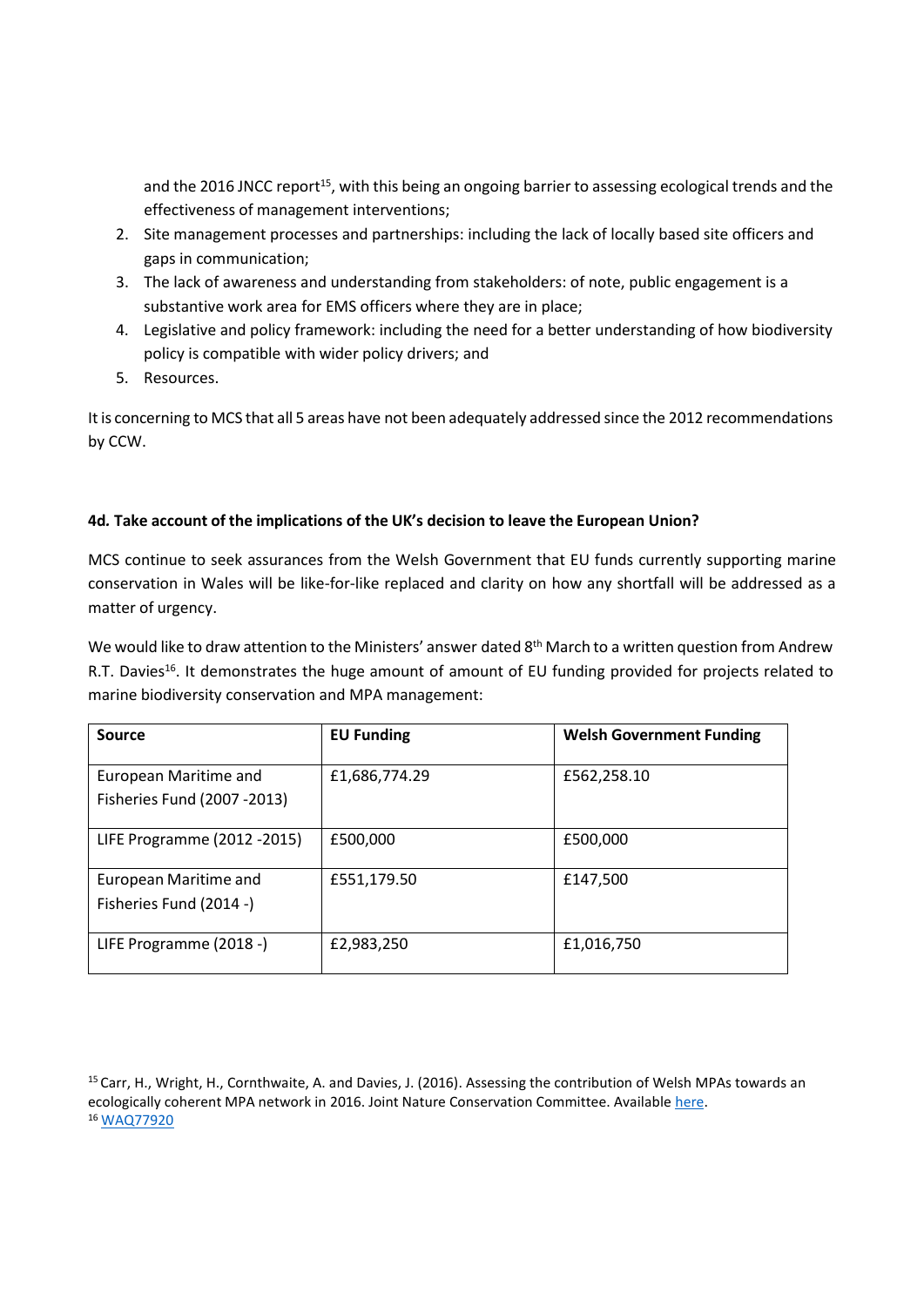and the 2016 JNCC report[15], with this being an ongoing barrier to assessing ecological trends and the effectiveness of management interventions;

2. Site management processes and partnerships: including the lack of locally based site officers and gaps in communication;
3. The lack of awareness and understanding from stakeholders: of note, public engagement is a substantive work area for EMS officers where they are in place;
4. Legislative and policy framework: including the need for a better understanding of how biodiversity policy is compatible with wider policy drivers; and
5. Resources.

It is concerning to MCS that all 5 areas have not been adequately addressed since the 2012 recommendations by CCW.

**4d. Take account of the implications of the UK's decision to leave the European Union?**

MCS continue to seek assurances from the Welsh Government that EU funds currently supporting marine conservation in Wales will be like-for-like replaced and clarity on how any shortfall will be addressed as a matter of urgency.

We would like to draw attention to the Ministers' answer dated 8th March to a written question from Andrew R.T. Davies[16]. It demonstrates the huge amount of amount of EU funding provided for projects related to marine biodiversity conservation and MPA management:

| Source | EU Funding | Welsh Government Funding |
|---|---|---|
| European Maritime and Fisheries Fund (2007 -2013) | £1,686,774.29 | £562,258.10 |
| LIFE Programme (2012 -2015) | £500,000 | £500,000 |
| European Maritime and Fisheries Fund (2014 -) | £551,179.50 | £147,500 |
| LIFE Programme (2018 -) | £2,983,250 | £1,016,750 |

[15] Carr, H., Wright, H., Cornthwaite, A. and Davies, J. (2016). Assessing the contribution of Welsh MPAs towards an ecologically coherent MPA network in 2016. Joint Nature Conservation Committee. Available here.

[16] WAQ77920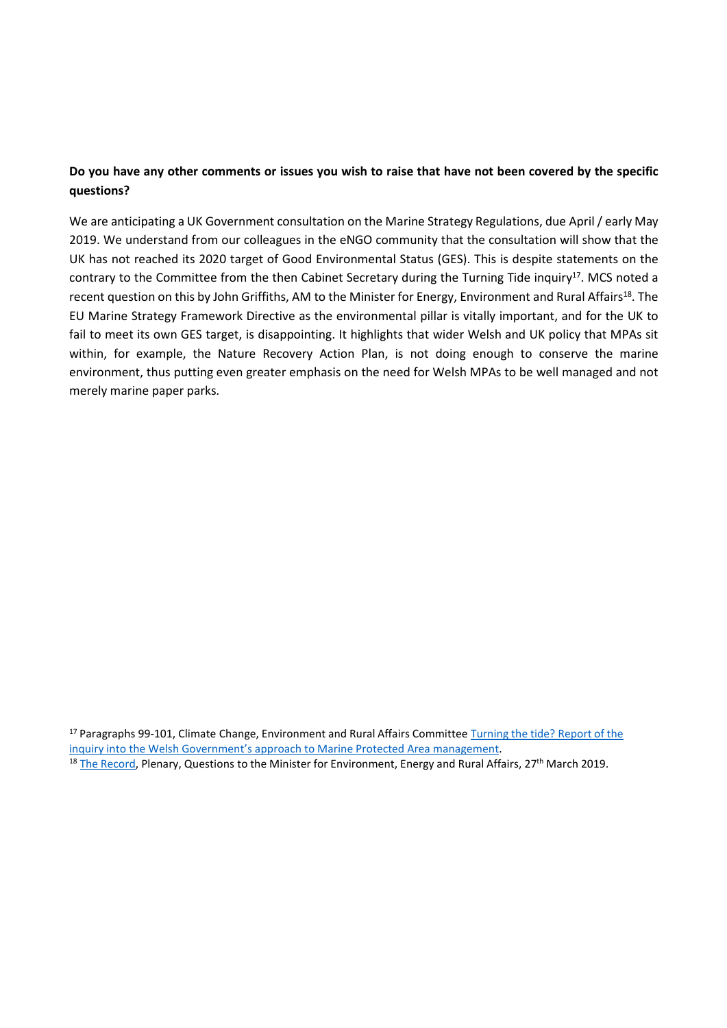**Do you have any other comments or issues you wish to raise that have not been covered by the specific questions?**

We are anticipating a UK Government consultation on the Marine Strategy Regulations, due April / early May 2019. We understand from our colleagues in the eNGO community that the consultation will show that the UK has not reached its 2020 target of Good Environmental Status (GES). This is despite statements on the contrary to the Committee from the then Cabinet Secretary during the Turning Tide inquiry[17]. MCS noted a recent question on this by John Griffiths, AM to the Minister for Energy, Environment and Rural Affairs[18]. The EU Marine Strategy Framework Directive as the environmental pillar is vitally important, and for the UK to fail to meet its own GES target, is disappointing. It highlights that wider Welsh and UK policy that MPAs sit within, for example, the Nature Recovery Action Plan, is not doing enough to conserve the marine environment, thus putting even greater emphasis on the need for Welsh MPAs to be well managed and not merely marine paper parks.

[17] Paragraphs 99-101, Climate Change, Environment and Rural Affairs Committee Turning the tide? Report of the inquiry into the Welsh Government's approach to Marine Protected Area management.

[18] The Record, Plenary, Questions to the Minister for Environment, Energy and Rural Affairs, 27th March 2019.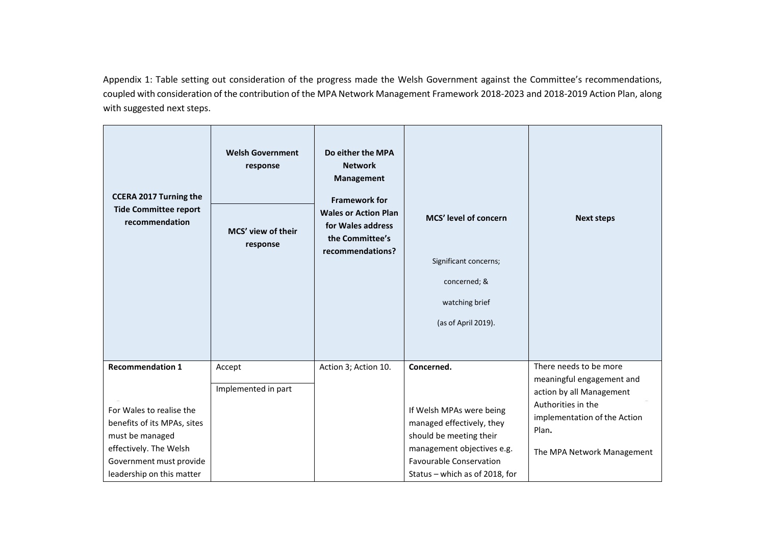Appendix 1: Table setting out consideration of the progress made the Welsh Government against the Committee's recommendations, coupled with consideration of the contribution of the MPA Network Management Framework 2018-2023 and 2018-2019 Action Plan, along with suggested next steps.

| CCERA 2017 Turning the Tide Committee report recommendation | Welsh Government response / MCS' view of their response | Do either the MPA Network Management Framework for Wales or Action Plan for Wales address the Committee's recommendations? | MCS' level of concern<br><br>Significant concerns;<br>concerned; &<br>watching brief<br>(as of April 2019). | Next steps |
|---|---|---|---|---|
| **Recommendation 1**<br><br>For Wales to realise the benefits of its MPAs, sites must be managed effectively. The Welsh Government must provide leadership on this matter | Accept<br><br>Implemented in part | Action 3; Action 10. | **Concerned.**<br><br>If Welsh MPAs were being managed effectively, they should be meeting their management objectives e.g. Favourable Conservation Status – which as of 2018, for | There needs to be more meaningful engagement and action by all Management Authorities in the implementation of the Action Plan**.**<br><br>The MPA Network Management |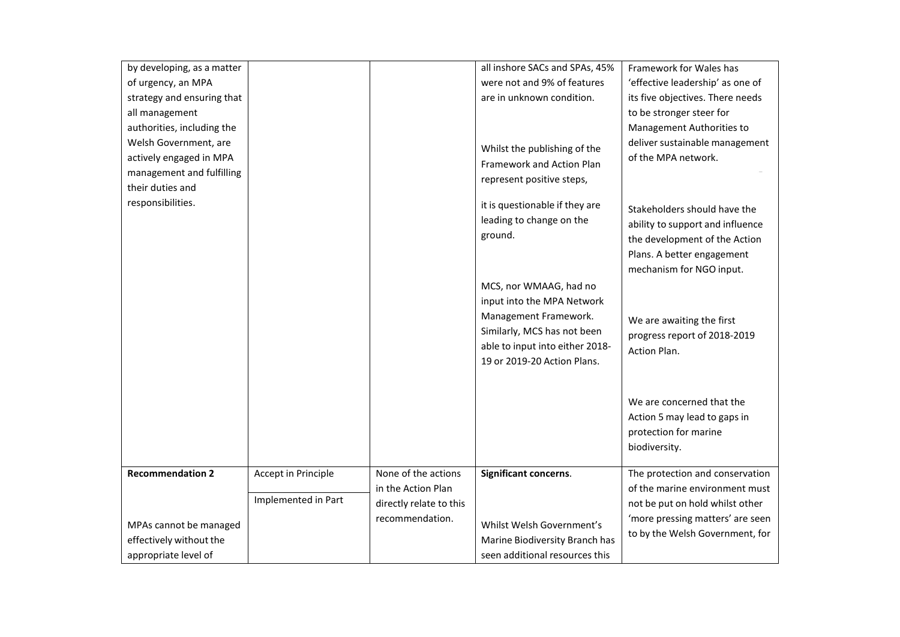| | | | | |
|---|---|---|---|---|
| by developing, as a matter of urgency, an MPA strategy and ensuring that all management authorities, including the Welsh Government, are actively engaged in MPA management and fulfilling their duties and responsibilities. | | | all inshore SACs and SPAs, 45% were not and 9% of features are in unknown condition.<br><br>Whilst the publishing of the Framework and Action Plan represent positive steps,<br><br>it is questionable if they are leading to change on the ground.<br><br>MCS, nor WMAAG, had no input into the MPA Network Management Framework. Similarly, MCS has not been able to input into either 2018-19 or 2019-20 Action Plans. | Framework for Wales has 'effective leadership' as one of its five objectives. There needs to be stronger steer for Management Authorities to deliver sustainable management of the MPA network.<br><br>Stakeholders should have the ability to support and influence the development of the Action Plans. A better engagement mechanism for NGO input.<br><br>We are awaiting the first progress report of 2018-2019 Action Plan.<br><br>We are concerned that the Action 5 may lead to gaps in protection for marine biodiversity. |
| **Recommendation 2**<br><br>MPAs cannot be managed effectively without the appropriate level of | Accept in Principle<br><br>Implemented in Part | None of the actions in the Action Plan directly relate to this recommendation. | **Significant concerns**.<br><br>Whilst Welsh Government's Marine Biodiversity Branch has seen additional resources this | The protection and conservation of the marine environment must not be put on hold whilst other 'more pressing matters' are seen to by the Welsh Government, for |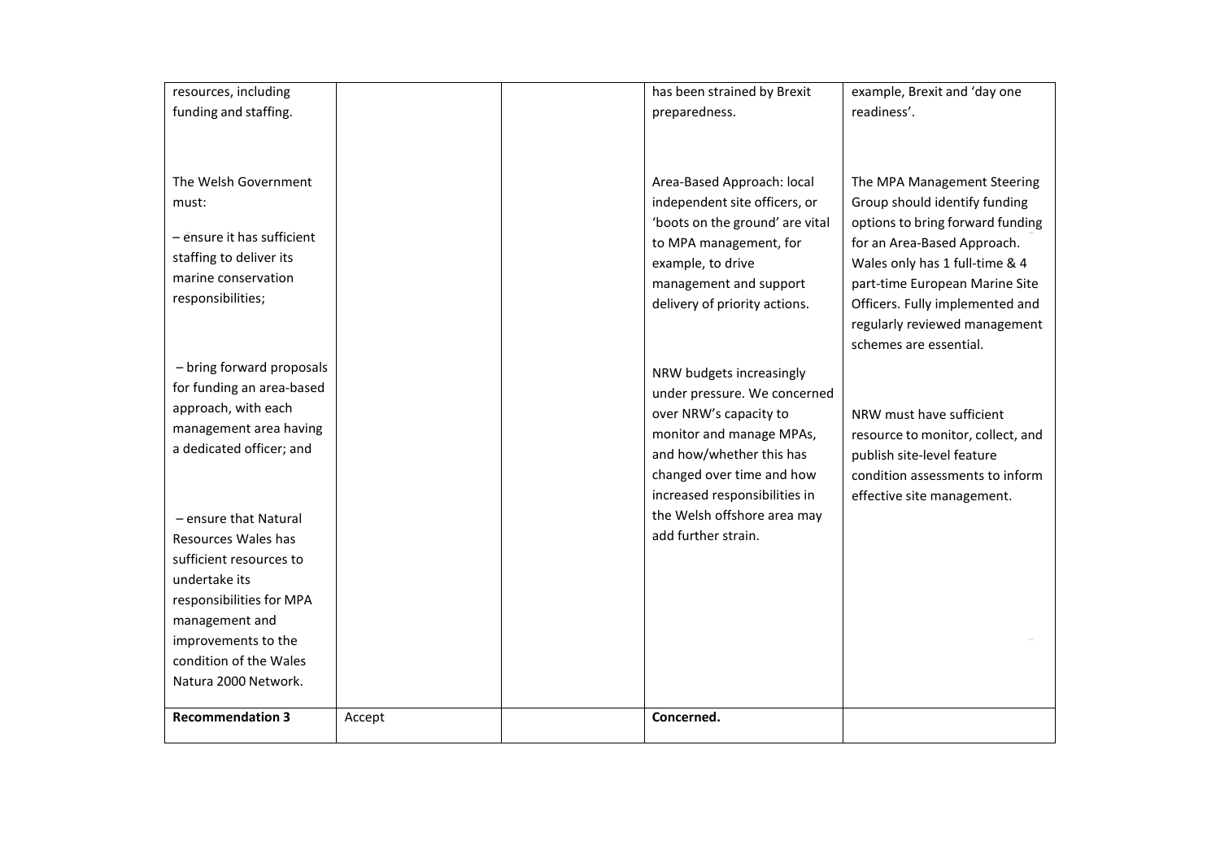| | | | | |
|---|---|---|---|---|
| resources, including funding and staffing.<br><br>The Welsh Government must:<br><br>– ensure it has sufficient staffing to deliver its marine conservation responsibilities;<br><br>– bring forward proposals for funding an area-based approach, with each management area having a dedicated officer; and<br><br>– ensure that Natural Resources Wales has sufficient resources to undertake its responsibilities for MPA management and improvements to the condition of the Wales Natura 2000 Network. | | | has been strained by Brexit preparedness.<br><br>Area-Based Approach: local independent site officers, or 'boots on the ground' are vital to MPA management, for example, to drive management and support delivery of priority actions.<br><br>NRW budgets increasingly under pressure. We concerned over NRW's capacity to monitor and manage MPAs, and how/whether this has changed over time and how increased responsibilities in the Welsh offshore area may add further strain. | example, Brexit and 'day one readiness'.<br><br>The MPA Management Steering Group should identify funding options to bring forward funding for an Area-Based Approach. Wales only has 1 full-time & 4 part-time European Marine Site Officers. Fully implemented and regularly reviewed management schemes are essential.<br><br>NRW must have sufficient resource to monitor, collect, and publish site-level feature condition assessments to inform effective site management. |
| **Recommendation 3** | Accept | | **Concerned.** | |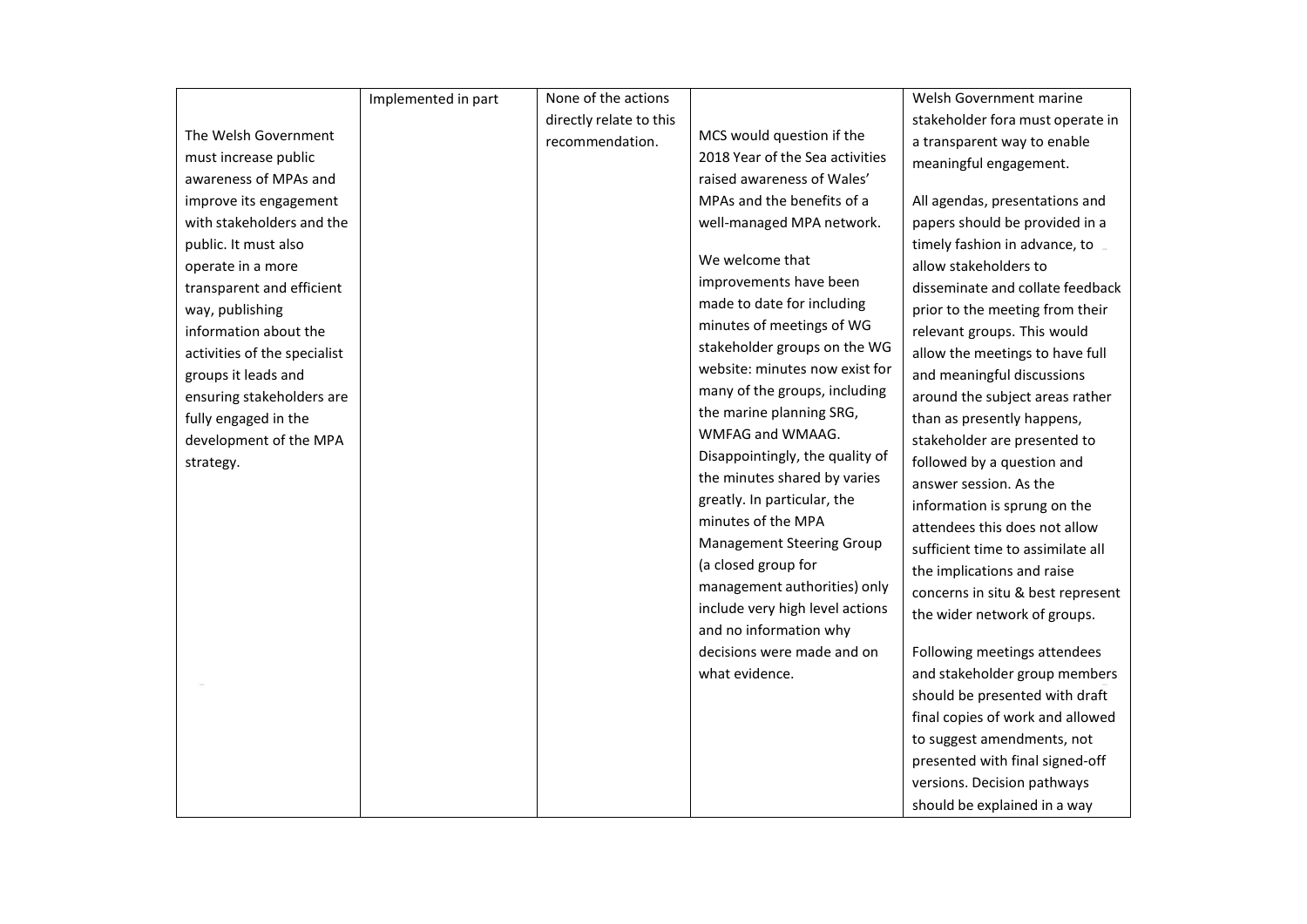| | | | | |
|---|---|---|---|---|
| The Welsh Government must increase public awareness of MPAs and improve its engagement with stakeholders and the public. It must also operate in a more transparent and efficient way, publishing information about the activities of the specialist groups it leads and ensuring stakeholders are fully engaged in the development of the MPA strategy. | Implemented in part | None of the actions directly relate to this recommendation. | MCS would question if the 2018 Year of the Sea activities raised awareness of Wales' MPAs and the benefits of a well-managed MPA network.<br><br>We welcome that improvements have been made to date for including minutes of meetings of WG stakeholder groups on the WG website: minutes now exist for many of the groups, including the marine planning SRG, WMFAG and WMAAG. Disappointingly, the quality of the minutes shared by varies greatly. In particular, the minutes of the MPA Management Steering Group (a closed group for management authorities) only include very high level actions and no information why decisions were made and on what evidence. | Welsh Government marine stakeholder fora must operate in a transparent way to enable meaningful engagement.<br><br>All agendas, presentations and papers should be provided in a timely fashion in advance, to allow stakeholders to disseminate and collate feedback prior to the meeting from their relevant groups. This would allow the meetings to have full and meaningful discussions around the subject areas rather than as presently happens, stakeholder are presented to followed by a question and answer session. As the information is sprung on the attendees this does not allow sufficient time to assimilate all the implications and raise concerns in situ & best represent the wider network of groups.<br><br>Following meetings attendees and stakeholder group members should be presented with draft final copies of work and allowed to suggest amendments, not presented with final signed-off versions. Decision pathways should be explained in a way |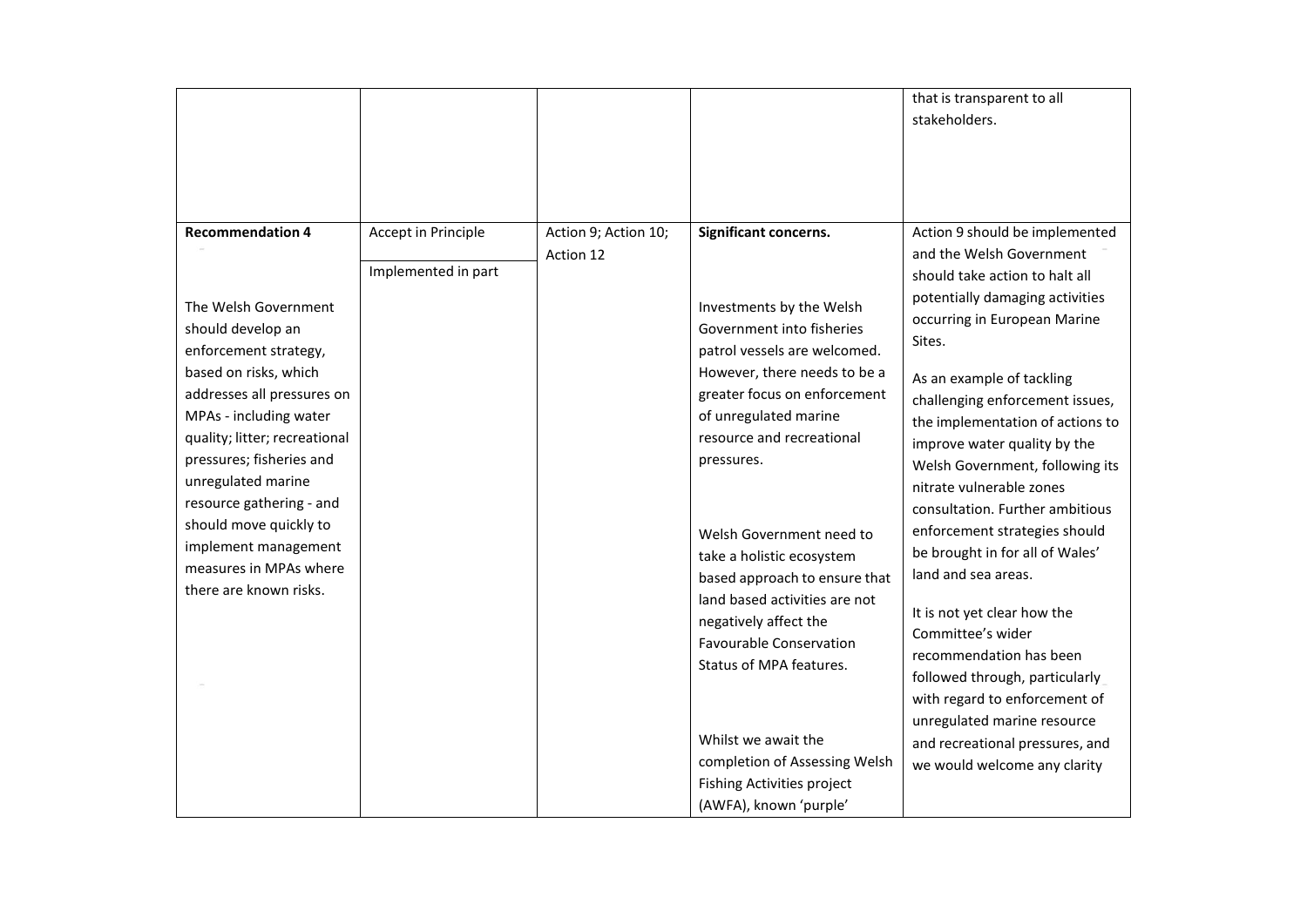| | | | | |
|---|---|---|---|---|
| | | | | that is transparent to all stakeholders. |
| **Recommendation 4**<br><br>The Welsh Government should develop an enforcement strategy, based on risks, which addresses all pressures on MPAs - including water quality; litter; recreational pressures; fisheries and unregulated marine resource gathering - and should move quickly to implement management measures in MPAs where there are known risks. | Accept in Principle<br><br>Implemented in part | Action 9; Action 10; Action 12 | **Significant concerns.**<br><br>Investments by the Welsh Government into fisheries patrol vessels are welcomed. However, there needs to be a greater focus on enforcement of unregulated marine resource and recreational pressures.<br><br>Welsh Government need to take a holistic ecosystem based approach to ensure that land based activities are not negatively affect the Favourable Conservation Status of MPA features.<br><br>Whilst we await the completion of Assessing Welsh Fishing Activities project (AWFA), known 'purple' | Action 9 should be implemented and the Welsh Government should take action to halt all potentially damaging activities occurring in European Marine Sites.<br><br>As an example of tackling challenging enforcement issues, the implementation of actions to improve water quality by the Welsh Government, following its nitrate vulnerable zones consultation. Further ambitious enforcement strategies should be brought in for all of Wales' land and sea areas.<br><br>It is not yet clear how the Committee's wider recommendation has been followed through, particularly with regard to enforcement of unregulated marine resource and recreational pressures, and we would welcome any clarity |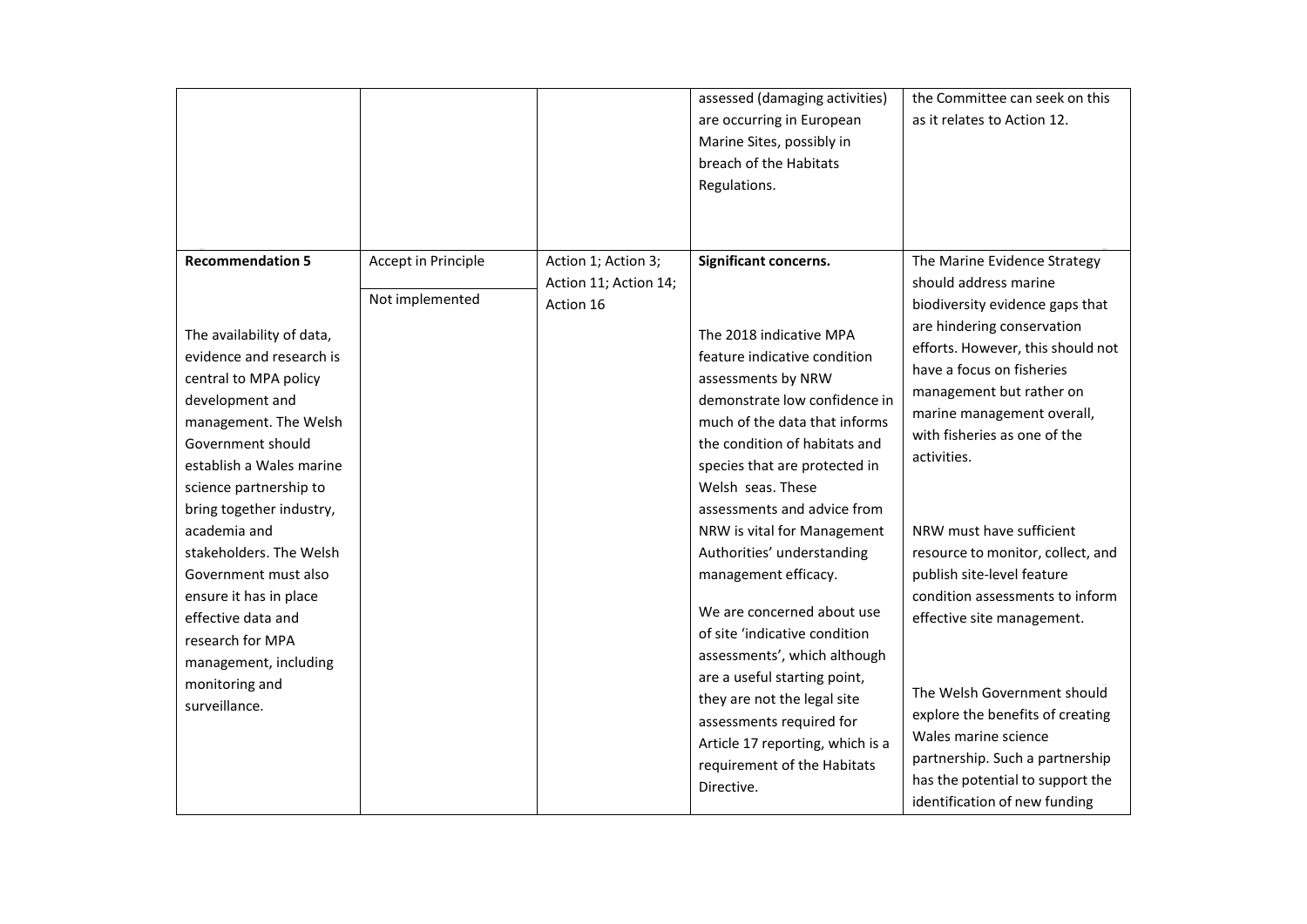| | | | | |
|---|---|---|---|---|
| | | | assessed (damaging activities) are occurring in European Marine Sites, possibly in breach of the Habitats Regulations. | the Committee can seek on this as it relates to Action 12. |
| **Recommendation 5**<br><br>The availability of data, evidence and research is central to MPA policy development and management. The Welsh Government should establish a Wales marine science partnership to bring together industry, academia and stakeholders. The Welsh Government must also ensure it has in place effective data and research for MPA management, including monitoring and surveillance. | Accept in Principle<br><br>Not implemented | Action 1; Action 3; Action 11; Action 14; Action 16 | **Significant concerns.**<br><br>The 2018 indicative MPA feature indicative condition assessments by NRW demonstrate low confidence in much of the data that informs the condition of habitats and species that are protected in Welsh seas. These assessments and advice from NRW is vital for Management Authorities' understanding management efficacy.<br><br>We are concerned about use of site 'indicative condition assessments', which although are a useful starting point, they are not the legal site assessments required for Article 17 reporting, which is a requirement of the Habitats Directive. | The Marine Evidence Strategy should address marine biodiversity evidence gaps that are hindering conservation efforts. However, this should not have a focus on fisheries management but rather on marine management overall, with fisheries as one of the activities.<br><br>NRW must have sufficient resource to monitor, collect, and publish site-level feature condition assessments to inform effective site management.<br><br>The Welsh Government should explore the benefits of creating Wales marine science partnership. Such a partnership has the potential to support the identification of new funding |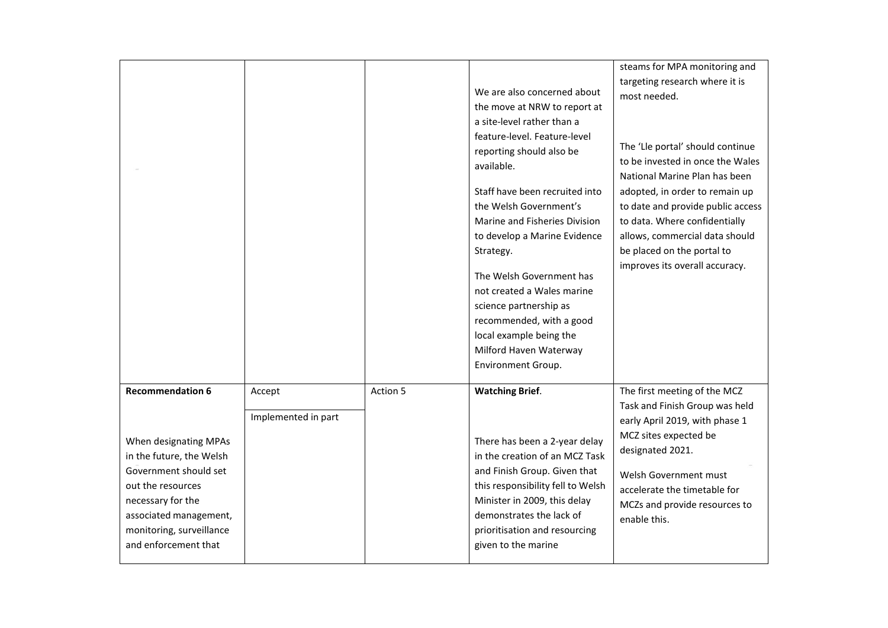| | | | | |
|---|---|---|---|---|
| | | | We are also concerned about the move at NRW to report at a site-level rather than a feature-level. Feature-level reporting should also be available.<br><br>Staff have been recruited into the Welsh Government's Marine and Fisheries Division to develop a Marine Evidence Strategy.<br><br>The Welsh Government has not created a Wales marine science partnership as recommended, with a good local example being the Milford Haven Waterway Environment Group. | steams for MPA monitoring and targeting research where it is most needed.<br><br>The 'Lle portal' should continue to be invested in once the Wales National Marine Plan has been adopted, in order to remain up to date and provide public access to data. Where confidentially allows, commercial data should be placed on the portal to improves its overall accuracy. |
| **Recommendation 6**<br><br>When designating MPAs in the future, the Welsh Government should set out the resources necessary for the associated management, monitoring, surveillance and enforcement that | Accept<br><br>Implemented in part | Action 5 | **Watching Brief**.<br><br>There has been a 2-year delay in the creation of an MCZ Task and Finish Group. Given that this responsibility fell to Welsh Minister in 2009, this delay demonstrates the lack of prioritisation and resourcing given to the marine | The first meeting of the MCZ Task and Finish Group was held early April 2019, with phase 1 MCZ sites expected be designated 2021.<br><br>Welsh Government must accelerate the timetable for MCZs and provide resources to enable this. |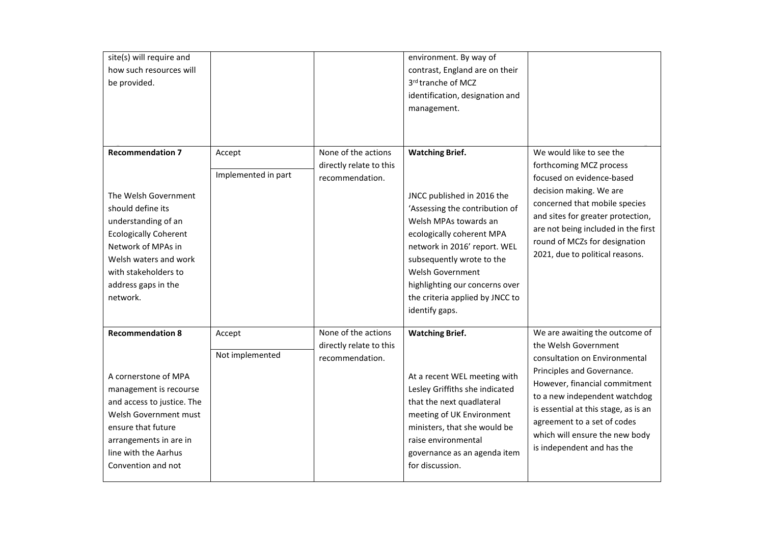| | | | | |
|---|---|---|---|---|
| site(s) will require and how such resources will be provided. | | | environment. By way of contrast, England are on their 3rd tranche of MCZ identification, designation and management. | |
| **Recommendation 7**<br><br>The Welsh Government should define its understanding of an Ecologically Coherent Network of MPAs in Welsh waters and work with stakeholders to address gaps in the network. | Accept<br><br>Implemented in part | None of the actions directly relate to this recommendation. | **Watching Brief.**<br><br>JNCC published in 2016 the 'Assessing the contribution of Welsh MPAs towards an ecologically coherent MPA network in 2016' report. WEL subsequently wrote to the Welsh Government highlighting our concerns over the criteria applied by JNCC to identify gaps. | We would like to see the forthcoming MCZ process focused on evidence-based decision making. We are concerned that mobile species and sites for greater protection, are not being included in the first round of MCZs for designation 2021, due to political reasons. |
| **Recommendation 8**<br><br>A cornerstone of MPA management is recourse and access to justice. The Welsh Government must ensure that future arrangements in are in line with the Aarhus Convention and not | Accept<br><br>Not implemented | None of the actions directly relate to this recommendation. | **Watching Brief.**<br><br>At a recent WEL meeting with Lesley Griffiths she indicated that the next quadlateral meeting of UK Environment ministers, that she would be raise environmental governance as an agenda item for discussion. | We are awaiting the outcome of the Welsh Government consultation on Environmental Principles and Governance. However, financial commitment to a new independent watchdog is essential at this stage, as is an agreement to a set of codes which will ensure the new body is independent and has the |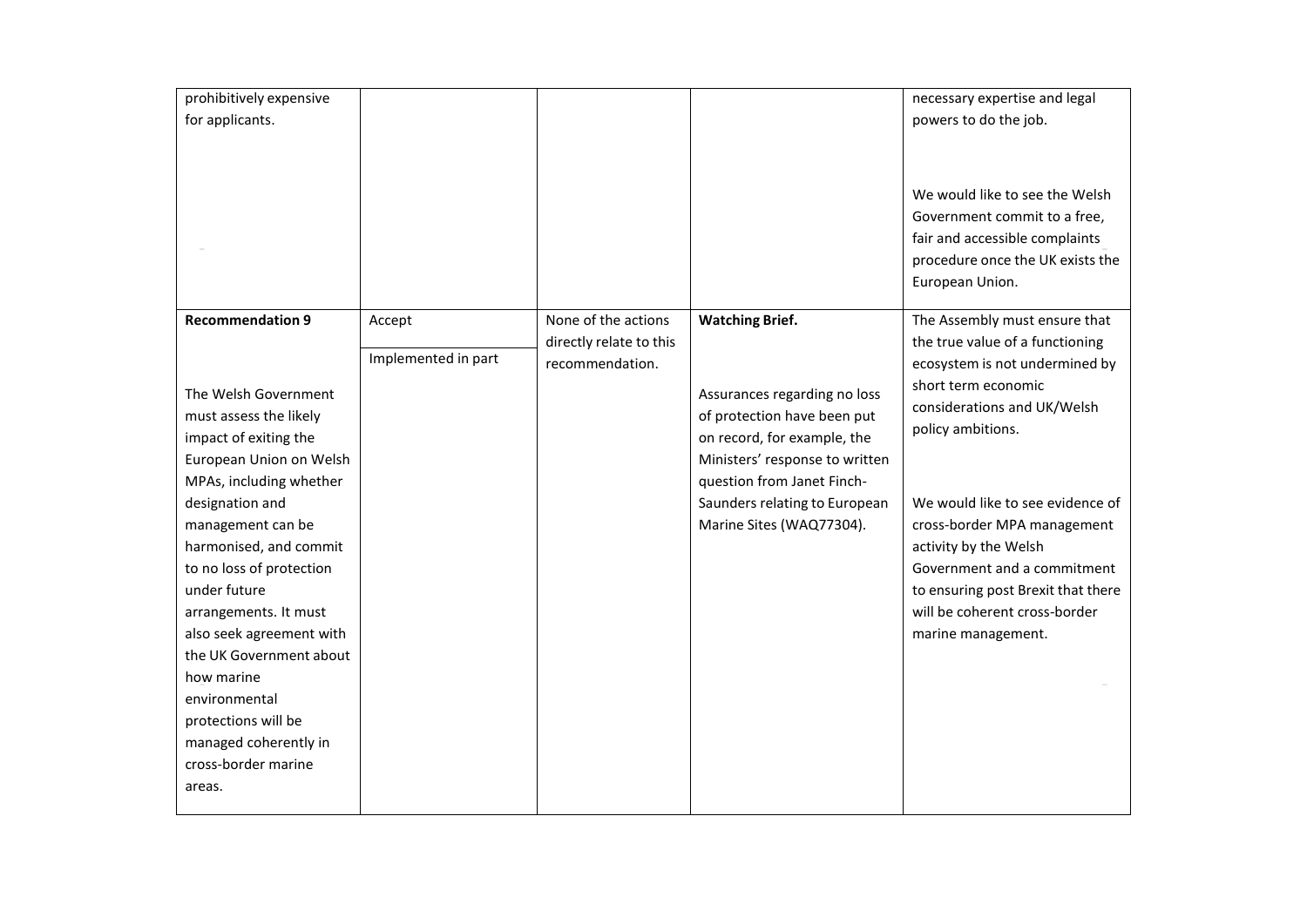| | | | | |
|---|---|---|---|---|
| prohibitively expensive for applicants. | | | | necessary expertise and legal powers to do the job.<br><br>We would like to see the Welsh Government commit to a free, fair and accessible complaints procedure once the UK exists the European Union. |
| **Recommendation 9**<br><br>The Welsh Government must assess the likely impact of exiting the European Union on Welsh MPAs, including whether designation and management can be harmonised, and commit to no loss of protection under future arrangements. It must also seek agreement with the UK Government about how marine environmental protections will be managed coherently in cross-border marine areas. | Accept<br><br>Implemented in part | None of the actions directly relate to this recommendation. | **Watching Brief.**<br><br>Assurances regarding no loss of protection have been put on record, for example, the Ministers' response to written question from Janet Finch-Saunders relating to European Marine Sites (WAQ77304). | The Assembly must ensure that the true value of a functioning ecosystem is not undermined by short term economic considerations and UK/Welsh policy ambitions.<br><br>We would like to see evidence of cross-border MPA management activity by the Welsh Government and a commitment to ensuring post Brexit that there will be coherent cross-border marine management. |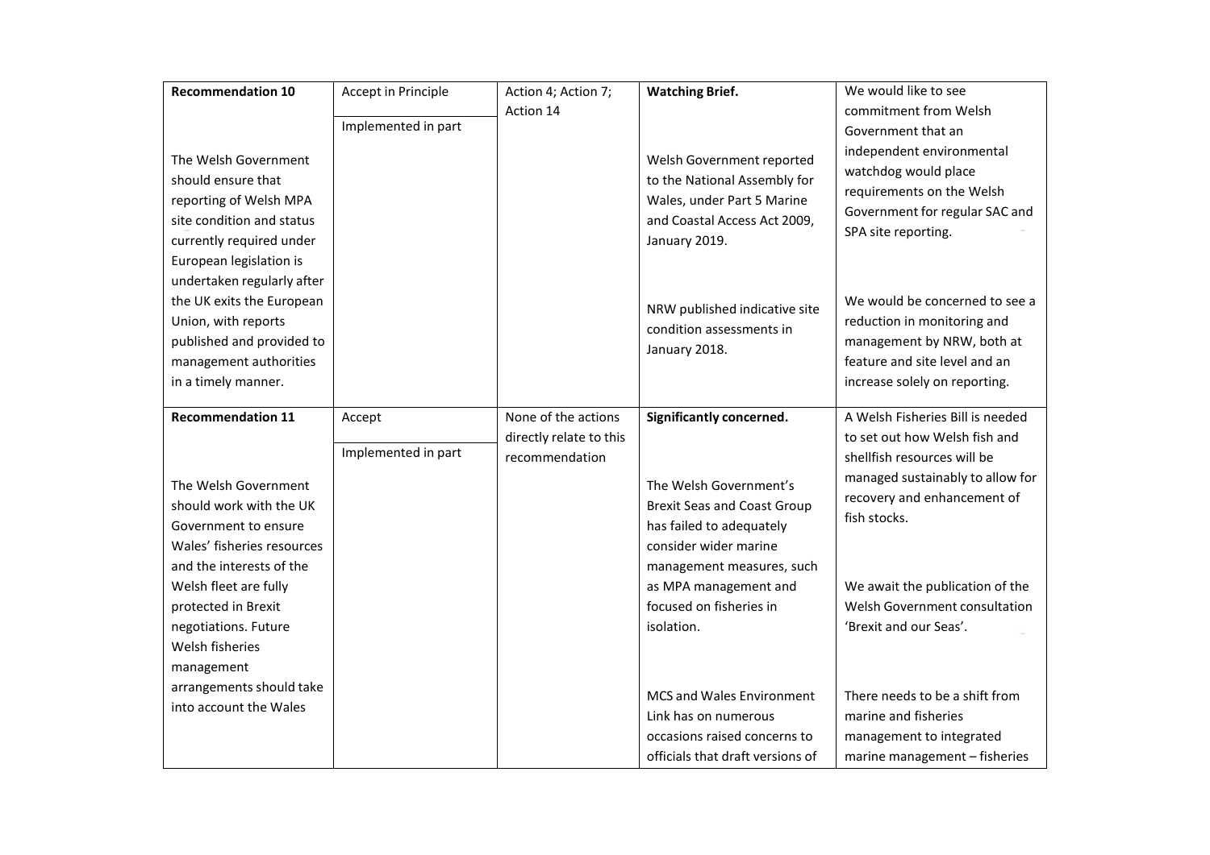| | | | | |
|---|---|---|---|---|
| **Recommendation 10**<br><br>The Welsh Government should ensure that reporting of Welsh MPA site condition and status currently required under European legislation is undertaken regularly after the UK exits the European Union, with reports published and provided to management authorities in a timely manner. | Accept in Principle<br><br>Implemented in part | Action 4; Action 7; Action 14 | **Watching Brief.**<br><br>Welsh Government reported to the National Assembly for Wales, under Part 5 Marine and Coastal Access Act 2009, January 2019.<br><br>NRW published indicative site condition assessments in January 2018. | We would like to see commitment from Welsh Government that an independent environmental watchdog would place requirements on the Welsh Government for regular SAC and SPA site reporting.<br><br>We would be concerned to see a reduction in monitoring and management by NRW, both at feature and site level and an increase solely on reporting. |
| **Recommendation 11**<br><br>The Welsh Government should work with the UK Government to ensure Wales' fisheries resources and the interests of the Welsh fleet are fully protected in Brexit negotiations. Future Welsh fisheries management arrangements should take into account the Wales | Accept<br><br>Implemented in part | None of the actions directly relate to this recommendation | **Significantly concerned.**<br><br>The Welsh Government's Brexit Seas and Coast Group has failed to adequately consider wider marine management measures, such as MPA management and focused on fisheries in isolation.<br><br>MCS and Wales Environment Link has on numerous occasions raised concerns to officials that draft versions of | A Welsh Fisheries Bill is needed to set out how Welsh fish and shellfish resources will be managed sustainably to allow for recovery and enhancement of fish stocks.<br><br>We await the publication of the Welsh Government consultation 'Brexit and our Seas'.<br><br>There needs to be a shift from marine and fisheries management to integrated marine management – fisheries |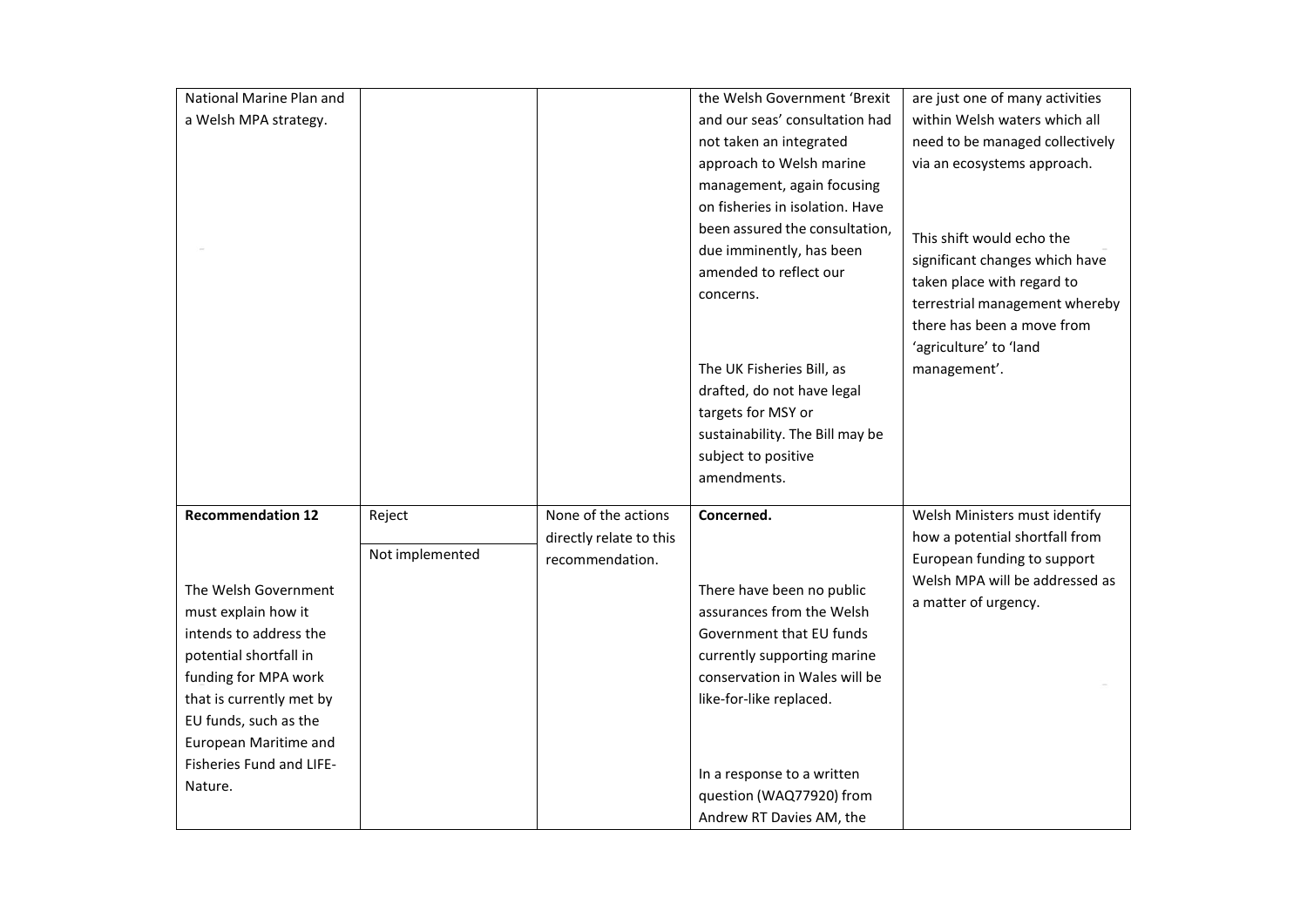| | | | | |
|---|---|---|---|---|
| National Marine Plan and a Welsh MPA strategy. | | | the Welsh Government 'Brexit and our seas' consultation had not taken an integrated approach to Welsh marine management, again focusing on fisheries in isolation. Have been assured the consultation, due imminently, has been amended to reflect our concerns.<br><br>The UK Fisheries Bill, as drafted, do not have legal targets for MSY or sustainability. The Bill may be subject to positive amendments. | are just one of many activities within Welsh waters which all need to be managed collectively via an ecosystems approach.<br><br>This shift would echo the significant changes which have taken place with regard to terrestrial management whereby there has been a move from 'agriculture' to 'land management'. |
| **Recommendation 12**<br><br>The Welsh Government must explain how it intends to address the potential shortfall in funding for MPA work that is currently met by EU funds, such as the European Maritime and Fisheries Fund and LIFE-Nature. | Reject<br><br>Not implemented | None of the actions directly relate to this recommendation. | **Concerned.**<br><br>There have been no public assurances from the Welsh Government that EU funds currently supporting marine conservation in Wales will be like-for-like replaced.<br><br>In a response to a written question (WAQ77920) from Andrew RT Davies AM, the | Welsh Ministers must identify how a potential shortfall from European funding to support Welsh MPA will be addressed as a matter of urgency. |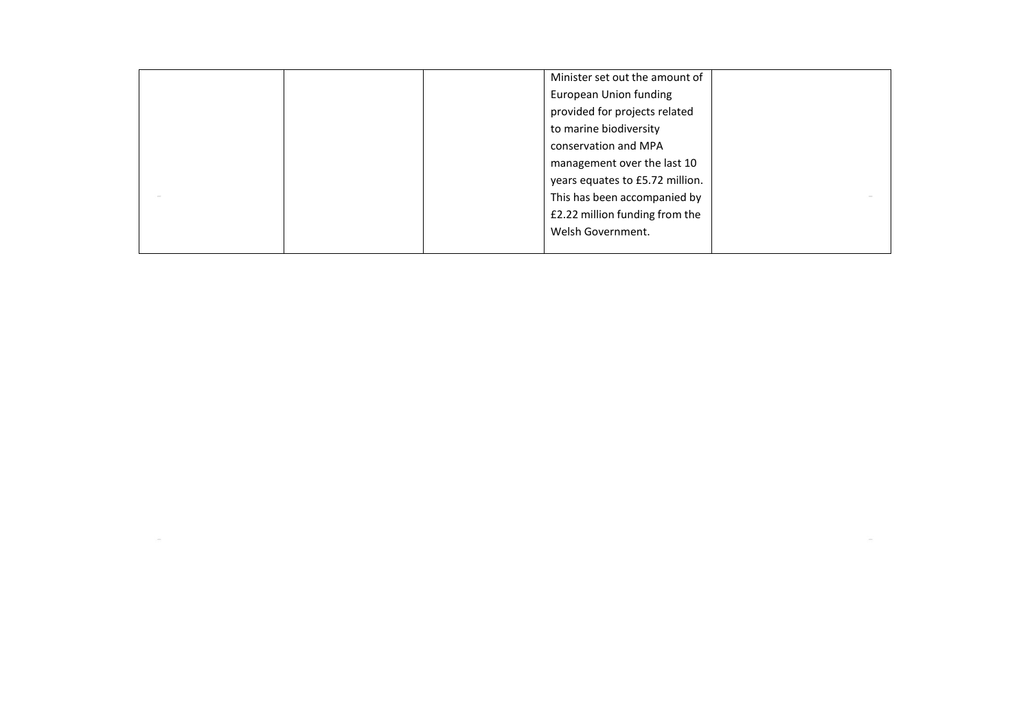| | | | | |
|---|---|---|---|---|
| | | | Minister set out the amount of European Union funding provided for projects related to marine biodiversity conservation and MPA management over the last 10 years equates to £5.72 million. This has been accompanied by £2.22 million funding from the Welsh Government. | |